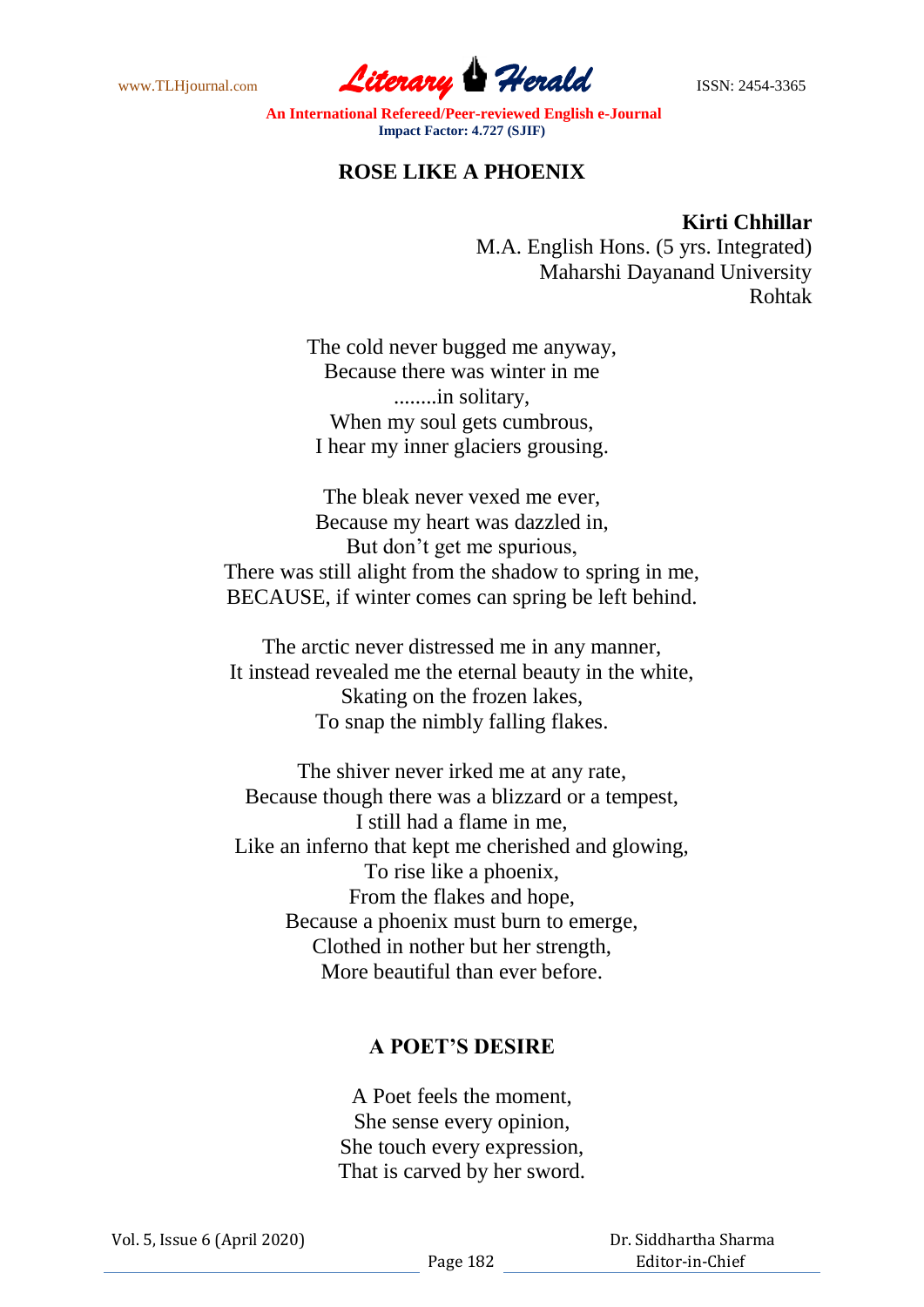## ROSE LIKE A PHOENIX

**Kirti Chhillar**
M.A. English Hons. (5 yrs. Integrated)
Maharshi Dayanand University
Rohtak

The cold never bugged me anyway,
Because there was winter in me
........in solitary,
When my soul gets cumbrous,
I hear my inner glaciers grousing.

The bleak never vexed me ever,
Because my heart was dazzled in,
But don't get me spurious,
There was still alight from the shadow to spring in me,
BECAUSE, if winter comes can spring be left behind.

The arctic never distressed me in any manner,
It instead revealed me the eternal beauty in the white,
Skating on the frozen lakes,
To snap the nimbly falling flakes.

The shiver never irked me at any rate,
Because though there was a blizzard or a tempest,
I still had a flame in me,
Like an inferno that kept me cherished and glowing,
To rise like a phoenix,
From the flakes and hope,
Because a phoenix must burn to emerge,
Clothed in nother but her strength,
More beautiful than ever before.

## A POET'S DESIRE

A Poet feels the moment,
She sense every opinion,
She touch every expression,
That is carved by her sword.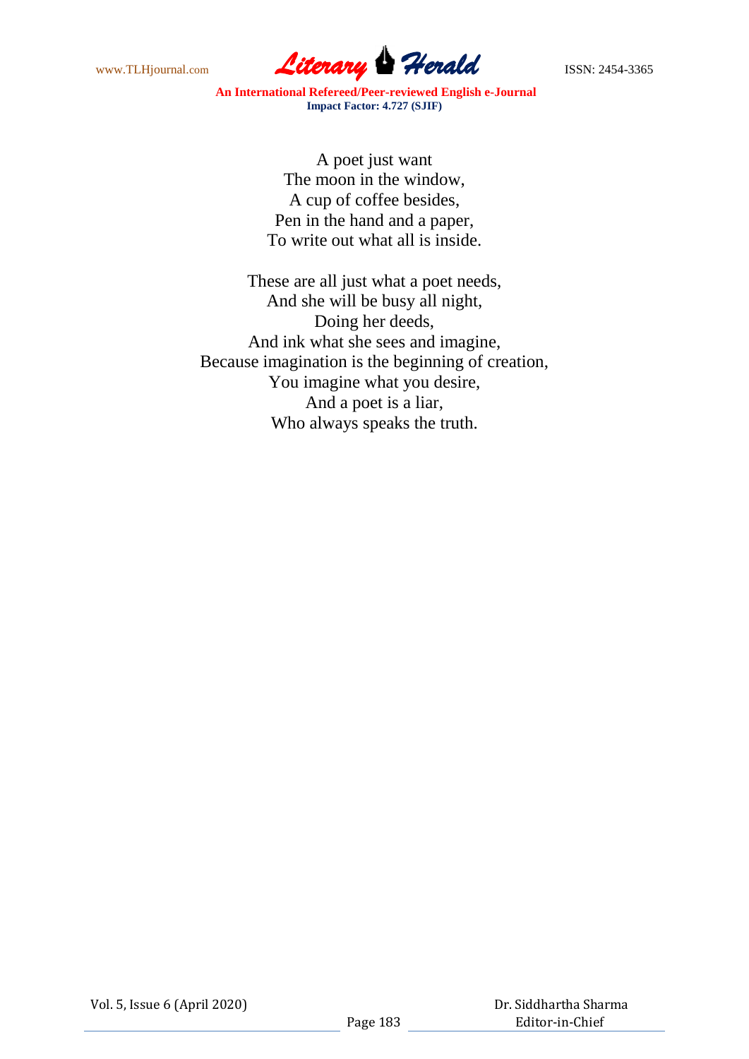A poet just want  
The moon in the window,  
A cup of coffee besides,  
Pen in the hand and a paper,  
To write out what all is inside.

These are all just what a poet needs,  
And she will be busy all night,  
Doing her deeds,  
And ink what she sees and imagine,  
Because imagination is the beginning of creation,  
You imagine what you desire,  
And a poet is a liar,  
Who always speaks the truth.